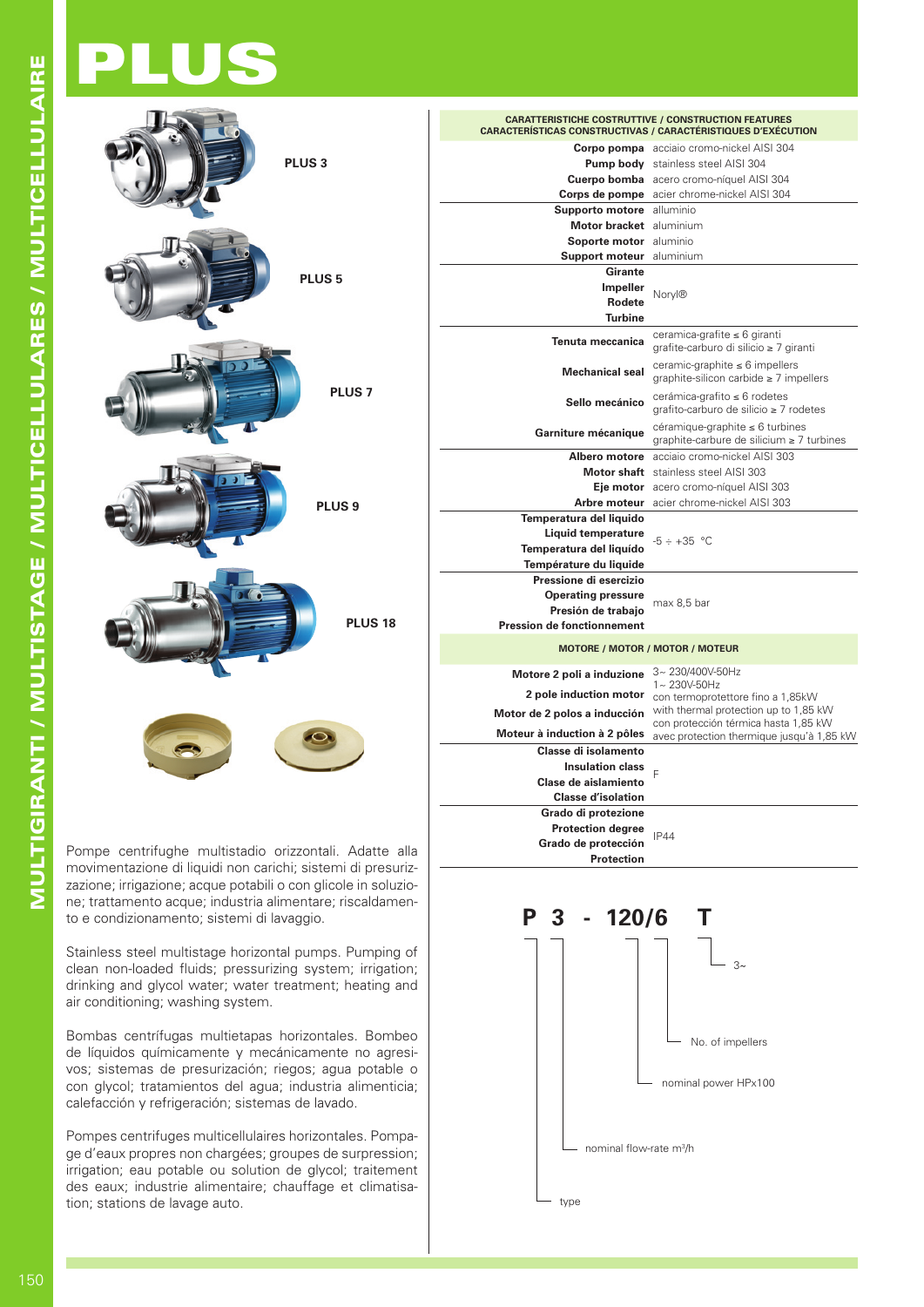# PLUS

MULTIGIRANTI / MULTISTAGE / MULTICELLULARES / MULTICELLULAIRE

PLUS 3

PLUS 5

PLUS 7

PLUS 9

PLUS 18

Pompe centrifughe multistadio orizzontali. Adatte alla movimentazione di liquidi non carichi; sistemi di pressurizzazione; irrigazione; acque potabili o con glicole in soluzione; trattamento acque; industria alimentare; riscaldamento e condizionamento; sistemi di lavaggio.

Stainless steel multistage horizontal pumps. Pumping of clean non-loaded fluids; pressurizing system; irrigation; drinking and glycol water; water treatment; heating and air conditioning; washing system.

Bombas centrífugas multietapas horizontales. Bombeo de líquidos químicamente y mecánicamente no agresivos; sistemas de presurización; riegos; agua potable o con glycol; tratamientos del agua; industria alimenticia; calefacción y refrigeración; sistemas de lavado.

Pompes centrifuges multicellulaires horizontales. Pompage d'eaux propres non chargées; groupes de surpression; irrigation; eau potable ou solution de glycol; traitement des eaux; industrie alimentaire; chauffage et climatisation; stations de lavage auto.

**CARATTERISTICHE COSTRUTTIVE / CONSTRUCTION FEATURES**
**CARACTERÍSTICAS CONSTRUCTIVAS / CARACTÉRISTIQUES D'EXÉCUTION**

| | |
|---|---|
| **Corpo pompa** | acciaio cromo-nickel AISI 304 |
| **Pump body** | stainless steel AISI 304 |
| **Cuerpo bomba** | acero cromo-níquel AISI 304 |
| **Corps de pompe** | acier chrome-nickel AISI 304 |
| **Supporto motore** | alluminio |
| **Motor bracket** | aluminium |
| **Soporte motor** | aluminio |
| **Support moteur** | aluminium |
| **Girante / Impeller / Rodete / Turbine** | Noryl® |
| **Tenuta meccanica** | ceramica-grafite ≤ 6 giranti<br>grafite-carburo di silicio ≥ 7 giranti |
| **Mechanical seal** | ceramic-graphite ≤ 6 impellers<br>graphite-silicon carbide ≥ 7 impellers |
| **Sello mecánico** | cerámica-grafito ≤ 6 rodetes<br>grafito-carburo de silicio ≥ 7 rodetes |
| **Garniture mécanique** | céramique-graphite ≤ 6 turbines<br>graphite-carbure de silicium ≥ 7 turbines |
| **Albero motore** | acciaio cromo-nickel AISI 303 |
| **Motor shaft** | stainless steel AISI 303 |
| **Eje motor** | acero cromo-níquel AISI 303 |
| **Arbre moteur** | acier chrome-nickel AISI 303 |
| **Temperatura del liquido / Liquid temperature / Temperatura del liquído / Température du liquide** | -5 ÷ +35 °C |
| **Pressione di esercizio / Operating pressure / Presión de trabajo / Pression de fonctionnement** | max 8,5 bar |

**MOTORE / MOTOR / MOTOR / MOTEUR**

| | |
|---|---|
| **Motore 2 poli a induzione / 2 pole induction motor / Motor de 2 polos a inducción / Moteur à induction à 2 pôles** | 3~ 230/400V-50Hz<br>1~ 230V-50Hz<br>con termoprotettore fino a 1,85kW<br>with thermal protection up to 1,85 kW<br>con protección térmica hasta 1,85 kW<br>avec protection thermique jusqu'à 1,85 kW |
| **Classe di isolamento / Insulation class / Clase de aislamiento / Classe d'isolation** | F |
| **Grado di protezione / Protection degree / Grado de protección / Protection** | IP44 |

**P 3 - 120/6 T**

- P: type
- 3: nominal flow-rate m³/h
- 120: nominal power HPx100
- 6: No. of impellers
- T: 3~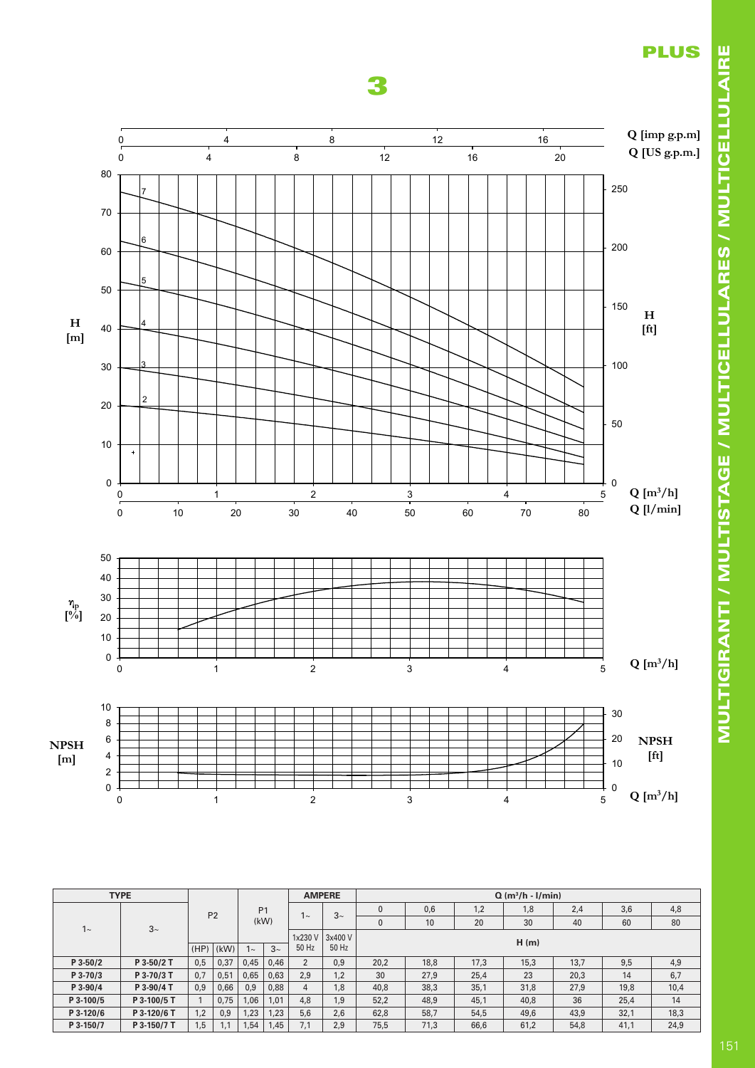# PLUS

# 3

| TYPE | | P2 | | P1 (kW) | | AMPERE | | Q (m³/h - l/min) | | | | | | |
|---|---|---|---|---|---|---|---|---|---|---|---|---|---|---|
| | | | | | | 1~ | 3~ | 0 | 0,6 | 1,2 | 1,8 | 2,4 | 3,6 | 4,8 |
| 1~ | 3~ | | | | | | | 0 | 10 | 20 | 30 | 40 | 60 | 80 |
| | | (HP) | (kW) | 1~ | 3~ | 1x230 V 50 Hz | 3x400 V 50 Hz | H (m) | | | | | | |
| **P 3-50/2** | **P 3-50/2 T** | 0,5 | 0,37 | 0,45 | 0,46 | 2 | 0,9 | 20,2 | 18,8 | 17,3 | 15,3 | 13,7 | 9,5 | 4,9 |
| **P 3-70/3** | **P 3-70/3 T** | 0,7 | 0,51 | 0,65 | 0,63 | 2,9 | 1,2 | 30 | 27,9 | 25,4 | 23 | 20,3 | 14 | 6,7 |
| **P 3-90/4** | **P 3-90/4 T** | 0,9 | 0,66 | 0,9 | 0,88 | 4 | 1,8 | 40,8 | 38,3 | 35,1 | 31,8 | 27,9 | 19,8 | 10,4 |
| **P 3-100/5** | **P 3-100/5 T** | 1 | 0,75 | 1,06 | 1,01 | 4,8 | 1,9 | 52,2 | 48,9 | 45,1 | 40,8 | 36 | 25,4 | 14 |
| **P 3-120/6** | **P 3-120/6 T** | 1,2 | 0,9 | 1,23 | 1,23 | 5,6 | 2,6 | 62,8 | 58,7 | 54,5 | 49,6 | 43,9 | 32,1 | 18,3 |
| **P 3-150/7** | **P 3-150/7 T** | 1,5 | 1,1 | 1,54 | 1,45 | 7,1 | 2,9 | 75,5 | 71,3 | 66,6 | 61,2 | 54,8 | 41,1 | 24,9 |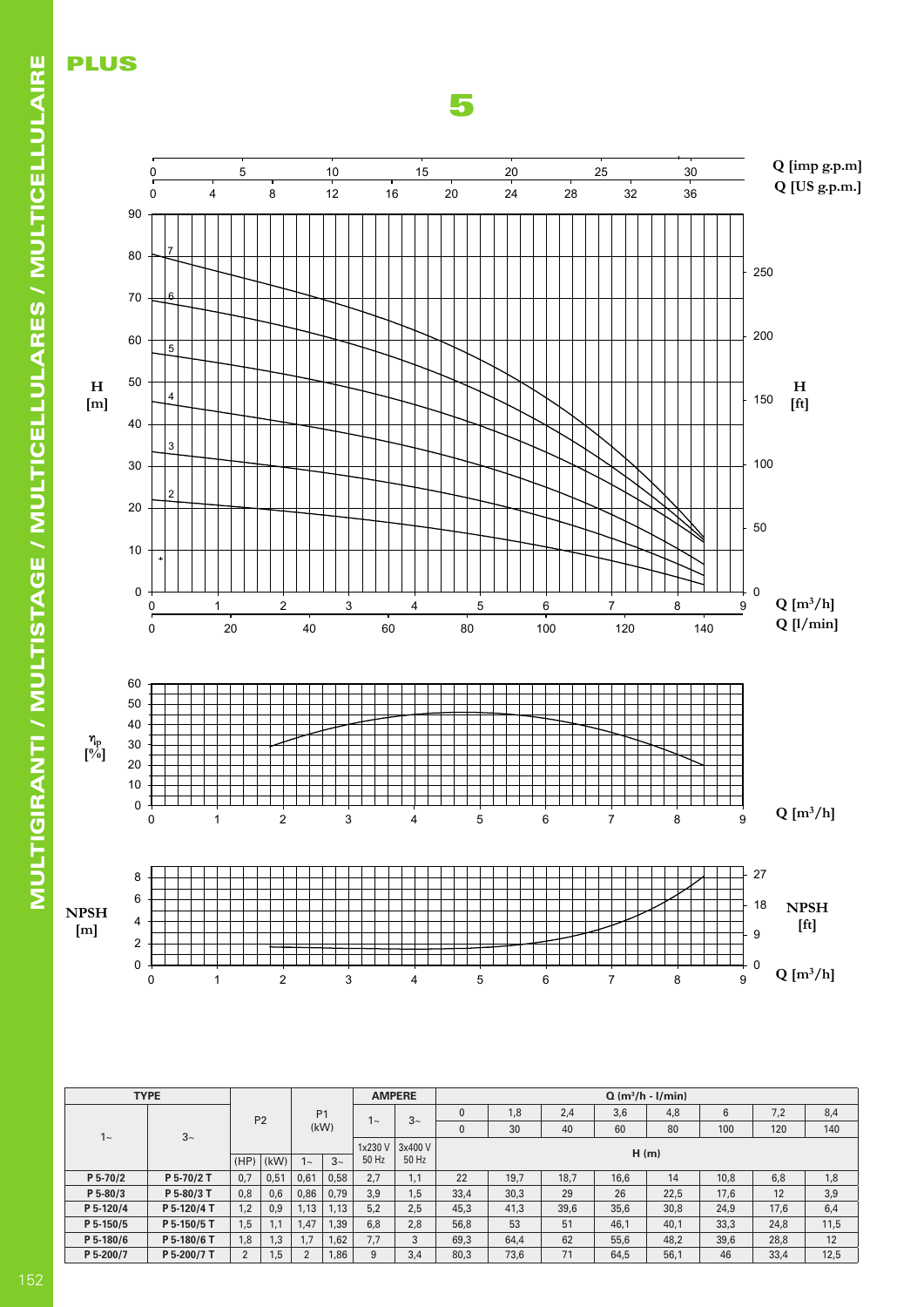# PLUS

## 5

| TYPE | | P2 | | P1 (kW) | | AMPERE | | Q (m³/h - l/min) | | | | | | | |
|---|---|---|---|---|---|---|---|---|---|---|---|---|---|---|---|
| 1~ | 3~ | | | | | 1~ | 3~ | 0 | 1,8 | 2,4 | 3,6 | 4,8 | 6 | 7,2 | 8,4 |
| | | | | | | | | 0 | 30 | 40 | 60 | 80 | 100 | 120 | 140 |
| | | (HP) | (kW) | 1~ | 3~ | 1x230 V 50 Hz | 3x400 V 50 Hz | H (m) | | | | | | | |
| P 5-70/2 | P 5-70/2 T | 0,7 | 0,51 | 0,61 | 0,58 | 2,7 | 1,1 | 22 | 19,7 | 18,7 | 16,6 | 14 | 10,8 | 6,8 | 1,8 |
| P 5-80/3 | P 5-80/3 T | 0,8 | 0,6 | 0,86 | 0,79 | 3,9 | 1,5 | 33,4 | 30,3 | 29 | 26 | 22,5 | 17,6 | 12 | 3,9 |
| P 5-120/4 | P 5-120/4 T | 1,2 | 0,9 | 1,13 | 1,13 | 5,2 | 2,5 | 45,3 | 41,3 | 39,6 | 35,6 | 30,8 | 24,9 | 17,6 | 6,4 |
| P 5-150/5 | P 5-150/5 T | 1,5 | 1,1 | 1,47 | 1,39 | 6,8 | 2,8 | 56,8 | 53 | 51 | 46,1 | 40,1 | 33,3 | 24,8 | 11,5 |
| P 5-180/6 | P 5-180/6 T | 1,8 | 1,3 | 1,7 | 1,62 | 7,7 | 3 | 69,3 | 64,4 | 62 | 55,6 | 48,2 | 39,6 | 28,8 | 12 |
| P 5-200/7 | P 5-200/7 T | 2 | 1,5 | 2 | 1,86 | 9 | 3,4 | 80,3 | 73,6 | 71 | 64,5 | 56,1 | 46 | 33,4 | 12,5 |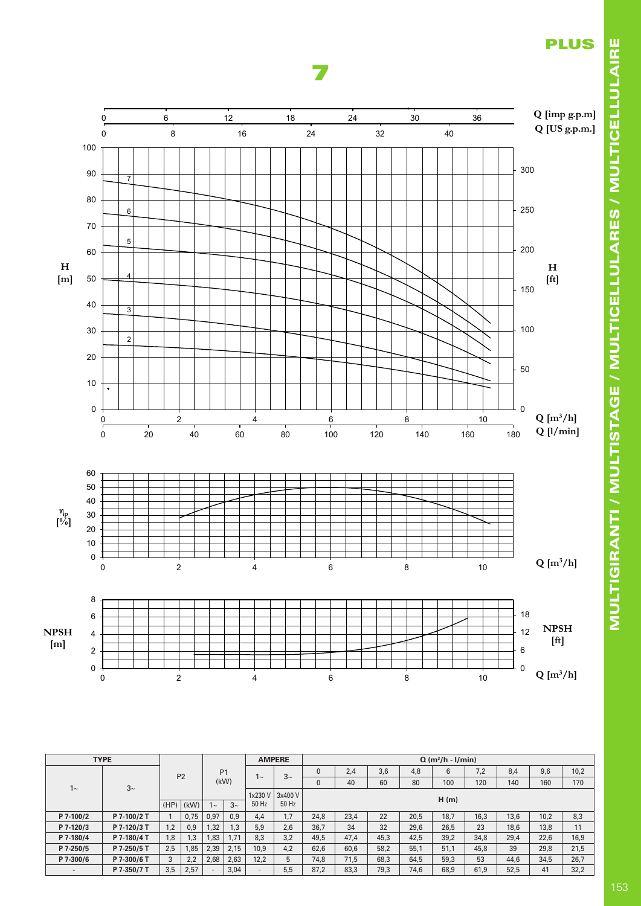**PLUS**

# 7

**MULTIGIRANTI / MULTISTAGE / MULTICELLULARES / MULTICELLULAIRE**

| TYPE | | P2 | | P1 (kW) | | AMPERE | | Q (m³/h - l/min) | | | | | | | | |
|---|---|---|---|---|---|---|---|---|---|---|---|---|---|---|---|---|
| 1~ | 3~ | | | | | 1~ | 3~ | 0 | 2,4 | 3,6 | 4,8 | 6 | 7,2 | 8,4 | 9,6 | 10,2 |
| | | | | | | | | 0 | 40 | 60 | 80 | 100 | 120 | 140 | 160 | 170 |
| | | (HP) | (kW) | 1~ | 3~ | 1x230 V 50 Hz | 3x400 V 50 Hz | H (m) | | | | | | | | |
| P 7-100/2 | P 7-100/2 T | 1 | 0,75 | 0,97 | 0,9 | 4,4 | 1,7 | 24,8 | 23,4 | 22 | 20,5 | 18,7 | 16,3 | 13,6 | 10,2 | 8,3 |
| P 7-120/3 | P 7-120/3 T | 1,2 | 0,9 | 1,32 | 1,3 | 5,9 | 2,6 | 36,7 | 34 | 32 | 29,6 | 26,5 | 23 | 18,6 | 13,8 | 11 |
| P 7-180/4 | P 7-180/4 T | 1,8 | 1,3 | 1,83 | 1,71 | 8,3 | 3,2 | 49,5 | 47,4 | 45,3 | 42,5 | 39,2 | 34,8 | 29,4 | 22,6 | 16,9 |
| P 7-250/5 | P 7-250/5 T | 2,5 | 1,85 | 2,39 | 2,15 | 10,9 | 4,2 | 62,6 | 60,6 | 58,2 | 55,1 | 51,1 | 45,8 | 39 | 29,8 | 21,5 |
| P 7-300/6 | P 7-300/6 T | 3 | 2,2 | 2,68 | 2,63 | 12,2 | 5 | 74,8 | 71,5 | 68,3 | 64,5 | 59,3 | 53 | 44,6 | 34,5 | 26,7 |
| - | P 7-350/7 T | 3,5 | 2,57 | - | 3,04 | - | 5,5 | 87,2 | 83,3 | 79,3 | 74,6 | 68,9 | 61,9 | 52,5 | 41 | 32,2 |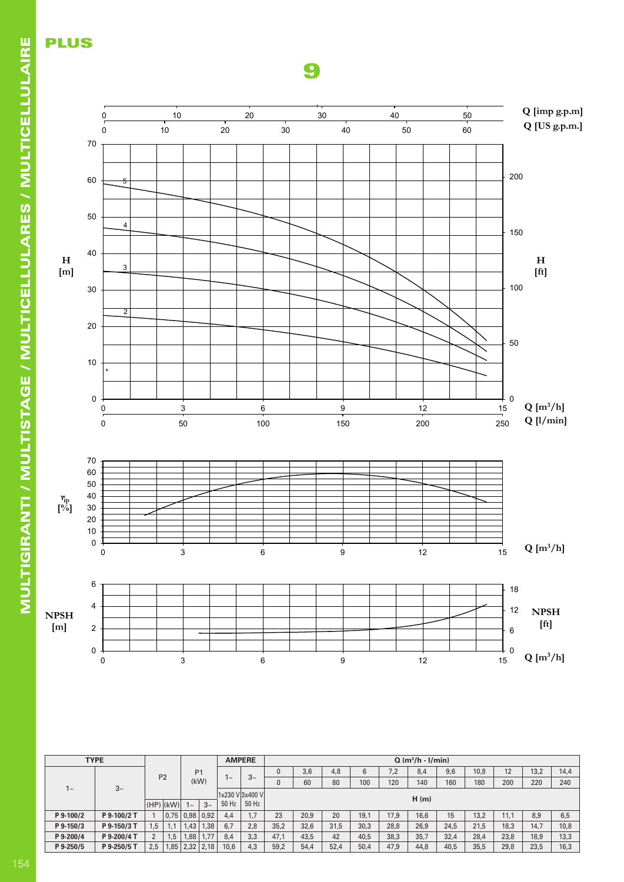**PLUS**

# 9

| TYPE | | P2 | | P1 (kW) | | AMPERE | | Q (m³/h - l/min) | | | | | | | | | | |
|---|---|---|---|---|---|---|---|---|---|---|---|---|---|---|---|---|---|---|
| | | | | | | 1~ | 3~ | 0 | 3,6 | 4,8 | 6 | 7,2 | 8,4 | 9,6 | 10,8 | 12 | 13,2 | 14,4 |
| | | | | | | | | 0 | 60 | 80 | 100 | 120 | 140 | 160 | 180 | 200 | 220 | 240 |
| 1~ | 3~ | (HP) | (kW) | 1~ | 3~ | 1x230 V 50 Hz | 3x400 V 50 Hz | H (m) | | | | | | | | | | |
| P 9-100/2 | P 9-100/2 T | 1 | 0,75 | 0,98 | 0,92 | 4,4 | 1,7 | 23 | 20,9 | 20 | 19,1 | 17,9 | 16,6 | 15 | 13,2 | 11,1 | 8,9 | 6,5 |
| P 9-150/3 | P 9-150/3 T | 1,5 | 1,1 | 1,43 | 1,38 | 6,7 | 2,8 | 35,2 | 32,6 | 31,5 | 30,3 | 28,8 | 26,9 | 24,5 | 21,5 | 18,3 | 14,7 | 10,8 |
| P 9-200/4 | P 9-200/4 T | 2 | 1,5 | 1,88 | 1,77 | 8,4 | 3,3 | 47,1 | 43,5 | 42 | 40,5 | 38,3 | 35,7 | 32,4 | 28,4 | 23,8 | 18,9 | 13,3 |
| P 9-250/5 | P 9-250/5 T | 2,5 | 1,85 | 2,32 | 2,18 | 10,6 | 4,3 | 59,2 | 54,4 | 52,4 | 50,4 | 47,9 | 44,8 | 40,5 | 35,5 | 29,8 | 23,5 | 16,3 |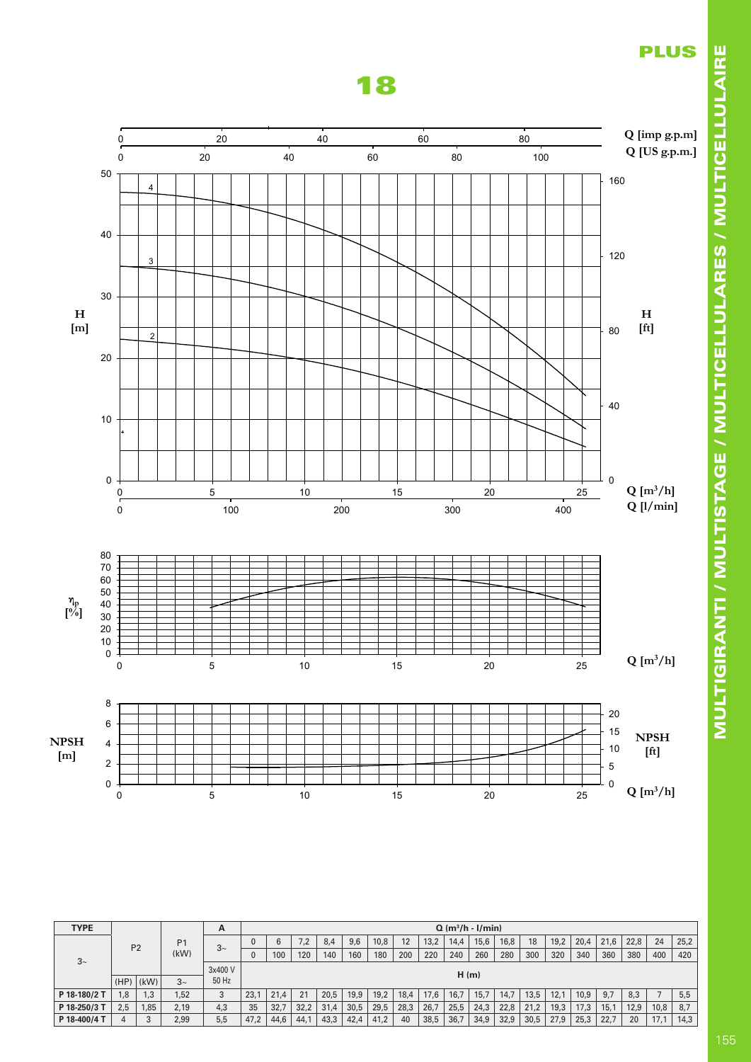# 18

**PLUS**

**MULTIGIRANTI / MULTISTAGE / MULTICELLULARES / MULTICELLULAIRE**

| TYPE | P2 | | P1 (kW) | A | Q (m³/h - l/min) | | | | | | | | | | | | | | | | | | | |
|---|---|---|---|---|---|---|---|---|---|---|---|---|---|---|---|---|---|---|---|---|---|---|---|---|
| 3~ | | | | 3~ | 0 | 6 | 7,2 | 8,4 | 9,6 | 10,8 | 12 | 13,2 | 14,4 | 15,6 | 16,8 | 18 | 19,2 | 20,4 | 21,6 | 22,8 | 24 | 25,2 |
| | | | | | 0 | 100 | 120 | 140 | 160 | 180 | 200 | 220 | 240 | 260 | 280 | 300 | 320 | 340 | 360 | 380 | 400 | 420 |
| | (HP) | (kW) | 3~ | 3x400 V 50 Hz | H (m) | | | | | | | | | | | | | | | | | |
| P 18-180/2 T | 1,8 | 1,3 | 1,52 | 3 | 23,1 | 21,4 | 21 | 20,5 | 19,9 | 19,2 | 18,4 | 17,6 | 16,7 | 15,7 | 14,7 | 13,5 | 12,1 | 10,9 | 9,7 | 8,3 | 7 | 5,5 |
| P 18-250/3 T | 2,5 | 1,85 | 2,19 | 4,3 | 35 | 32,7 | 32,2 | 31,4 | 30,5 | 29,5 | 28,3 | 26,7 | 25,5 | 24,3 | 22,8 | 21,2 | 19,3 | 17,3 | 15,1 | 12,9 | 10,8 | 8,7 |
| P 18-400/4 T | 4 | 3 | 2,99 | 5,5 | 47,2 | 44,6 | 44,1 | 43,3 | 42,4 | 41,2 | 40 | 38,5 | 36,7 | 34,9 | 32,9 | 30,5 | 27,9 | 25,3 | 22,7 | 20 | 17,1 | 14,3 |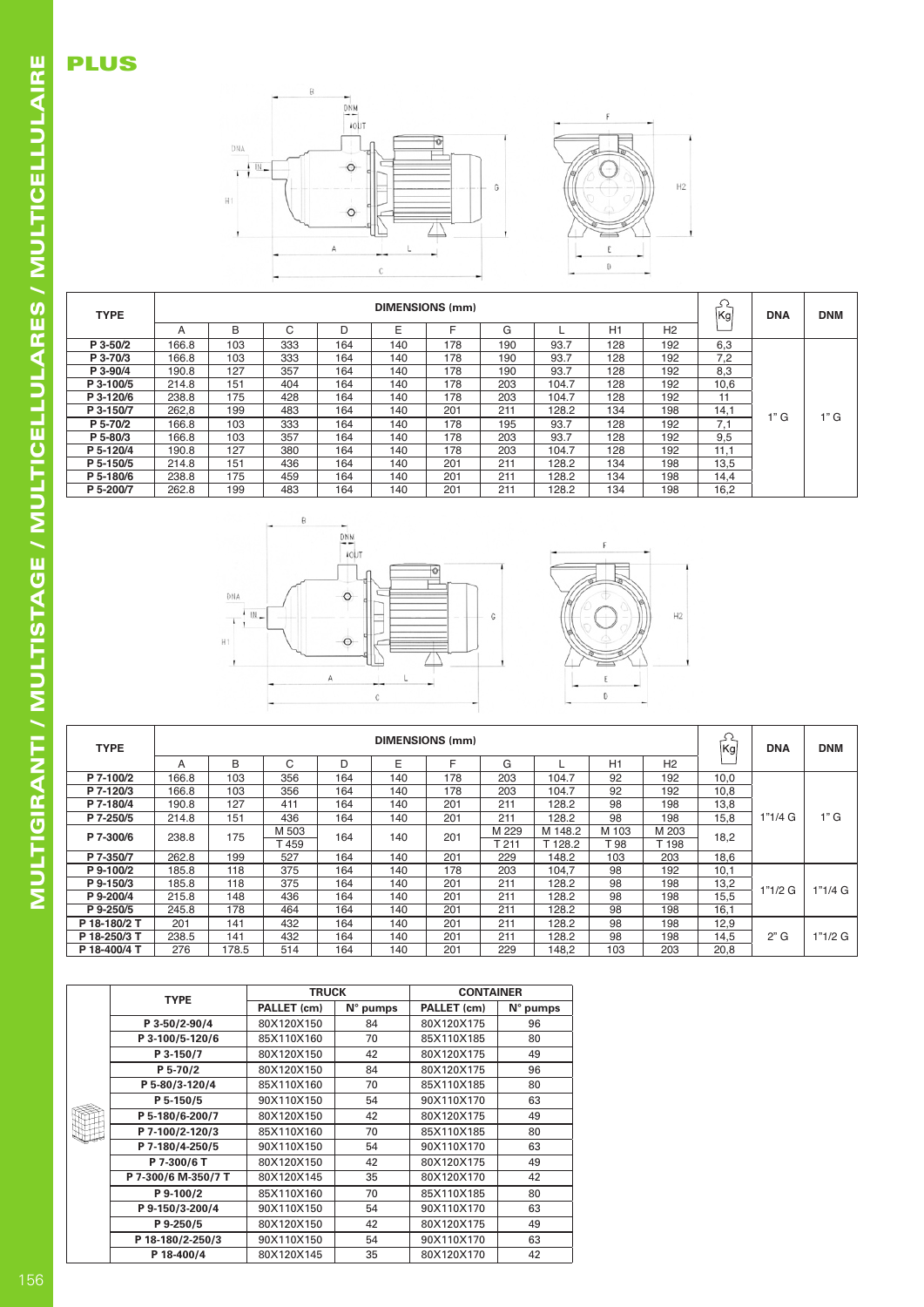# PLUS

| TYPE | DIMENSIONS (mm) | | | | | | | | | | Kg | DNA | DNM |
|---|---|---|---|---|---|---|---|---|---|---|---|---|---|
| | A | B | C | D | E | F | G | L | H1 | H2 | | | |
| P 3-50/2 | 166.8 | 103 | 333 | 164 | 140 | 178 | 190 | 93.7 | 128 | 192 | 6,3 | 1" G | 1" G |
| P 3-70/3 | 166.8 | 103 | 333 | 164 | 140 | 178 | 190 | 93.7 | 128 | 192 | 7,2 | | |
| P 3-90/4 | 190.8 | 127 | 357 | 164 | 140 | 178 | 190 | 93.7 | 128 | 192 | 8,3 | | |
| P 3-100/5 | 214.8 | 151 | 404 | 164 | 140 | 178 | 203 | 104.7 | 128 | 192 | 10,6 | | |
| P 3-120/6 | 238.8 | 175 | 428 | 164 | 140 | 178 | 203 | 104.7 | 128 | 192 | 11 | | |
| P 3-150/7 | 262,8 | 199 | 483 | 164 | 140 | 201 | 211 | 128.2 | 134 | 198 | 14,1 | | |
| P 5-70/2 | 166.8 | 103 | 333 | 164 | 140 | 178 | 195 | 93.7 | 128 | 192 | 7,1 | | |
| P 5-80/3 | 166.8 | 103 | 357 | 164 | 140 | 178 | 203 | 93.7 | 128 | 192 | 9,5 | | |
| P 5-120/4 | 190.8 | 127 | 380 | 164 | 140 | 178 | 203 | 104.7 | 128 | 192 | 11,1 | | |
| P 5-150/5 | 214.8 | 151 | 436 | 164 | 140 | 201 | 211 | 128.2 | 134 | 198 | 13,5 | | |
| P 5-180/6 | 238.8 | 175 | 459 | 164 | 140 | 201 | 211 | 128.2 | 134 | 198 | 14,4 | | |
| P 5-200/7 | 262.8 | 199 | 483 | 164 | 140 | 201 | 211 | 128.2 | 134 | 198 | 16,2 | | |

| TYPE | DIMENSIONS (mm) | | | | | | | | | | Kg | DNA | DNM |
|---|---|---|---|---|---|---|---|---|---|---|---|---|---|
| | A | B | C | D | E | F | G | L | H1 | H2 | | | |
| P 7-100/2 | 166.8 | 103 | 356 | 164 | 140 | 178 | 203 | 104.7 | 92 | 192 | 10,0 | 1"1/4 G | 1" G |
| P 7-120/3 | 166.8 | 103 | 356 | 164 | 140 | 178 | 203 | 104.7 | 92 | 192 | 10,8 | | |
| P 7-180/4 | 190.8 | 127 | 411 | 164 | 140 | 201 | 211 | 128.2 | 98 | 198 | 13,8 | | |
| P 7-250/5 | 214.8 | 151 | 436 | 164 | 140 | 201 | 211 | 128.2 | 98 | 198 | 15,8 | | |
| P 7-300/6 | 238.8 | 175 | M 503<br>T 459 | 164 | 140 | 201 | M 229<br>T 211 | M 148.2<br>T 128.2 | M 103<br>T 98 | M 203<br>T 198 | 18,2 | | |
| P 7-350/7 | 262.8 | 199 | 527 | 164 | 140 | 201 | 229 | 148.2 | 103 | 203 | 18,6 | | |
| P 9-100/2 | 185.8 | 118 | 375 | 164 | 140 | 178 | 203 | 104,7 | 98 | 192 | 10,1 | 1"1/2 G | 1"1/4 G |
| P 9-150/3 | 185.8 | 118 | 375 | 164 | 140 | 201 | 211 | 128.2 | 98 | 198 | 13,2 | | |
| P 9-200/4 | 215.8 | 148 | 436 | 164 | 140 | 201 | 211 | 128.2 | 98 | 198 | 15,5 | | |
| P 9-250/5 | 245.8 | 178 | 464 | 164 | 140 | 201 | 211 | 128.2 | 98 | 198 | 16,1 | | |
| P 18-180/2 T | 201 | 141 | 432 | 164 | 140 | 201 | 211 | 128.2 | 98 | 198 | 12,9 | 2" G | 1"1/2 G |
| P 18-250/3 T | 238.5 | 141 | 432 | 164 | 140 | 201 | 211 | 128.2 | 98 | 198 | 14,5 | | |
| P 18-400/4 T | 276 | 178.5 | 514 | 164 | 140 | 201 | 229 | 148,2 | 103 | 203 | 20,8 | | |

| TYPE | TRUCK | | CONTAINER | |
|---|---|---|---|---|
| | PALLET (cm) | N° pumps | PALLET (cm) | N° pumps |
| P 3-50/2-90/4 | 80X120X150 | 84 | 80X120X175 | 96 |
| P 3-100/5-120/6 | 85X110X160 | 70 | 85X110X185 | 80 |
| P 3-150/7 | 80X120X150 | 42 | 80X120X175 | 49 |
| P 5-70/2 | 80X120X150 | 84 | 80X120X175 | 96 |
| P 5-80/3-120/4 | 85X110X160 | 70 | 85X110X185 | 80 |
| P 5-150/5 | 90X110X150 | 54 | 90X110X170 | 63 |
| P 5-180/6-200/7 | 80X120X150 | 42 | 80X120X175 | 49 |
| P 7-100/2-120/3 | 85X110X160 | 70 | 85X110X185 | 80 |
| P 7-180/4-250/5 | 90X110X150 | 54 | 90X110X170 | 63 |
| P 7-300/6 T | 80X120X150 | 42 | 80X120X175 | 49 |
| P 7-300/6 M-350/7 T | 80X120X145 | 35 | 80X120X170 | 42 |
| P 9-100/2 | 85X110X160 | 70 | 85X110X185 | 80 |
| P 9-150/3-200/4 | 90X110X150 | 54 | 90X110X170 | 63 |
| P 9-250/5 | 80X120X150 | 42 | 80X120X175 | 49 |
| P 18-180/2-250/3 | 90X110X150 | 54 | 90X110X170 | 63 |
| P 18-400/4 | 80X120X145 | 35 | 80X120X170 | 42 |